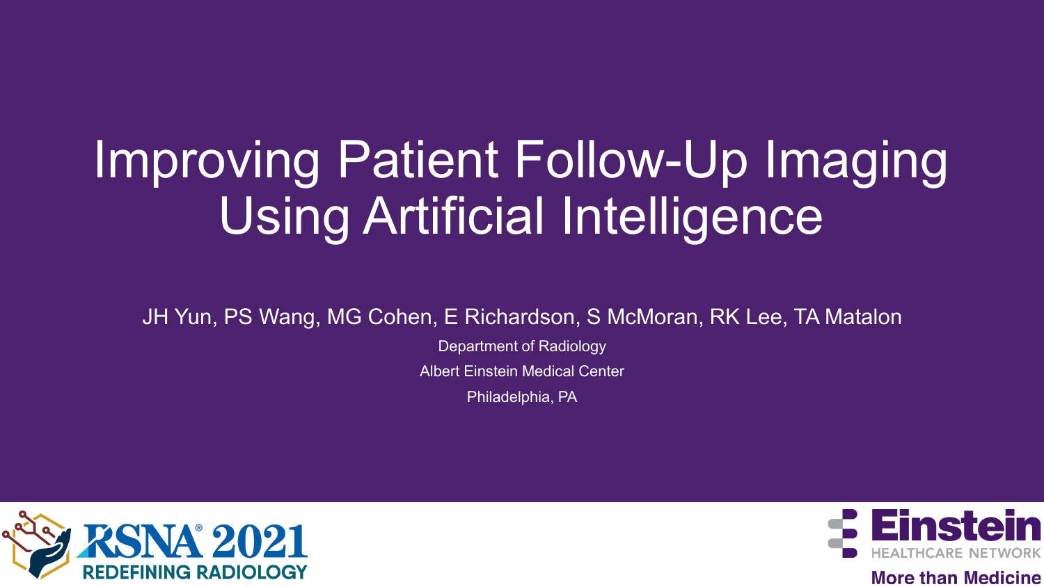# Improving Patient Follow-Up Imaging Using Artificial Intelligence

JH Yun, PS Wang, MG Cohen, E Richardson, S McMoran, RK Lee, TA Matalon

Department of Radiology

Albert Einstein Medical Center

Philadelphia, PA

RSNA® 2021

REDEFINING RADIOLOGY

Einstein

HEALTHCARE NETWORK

More than Medicine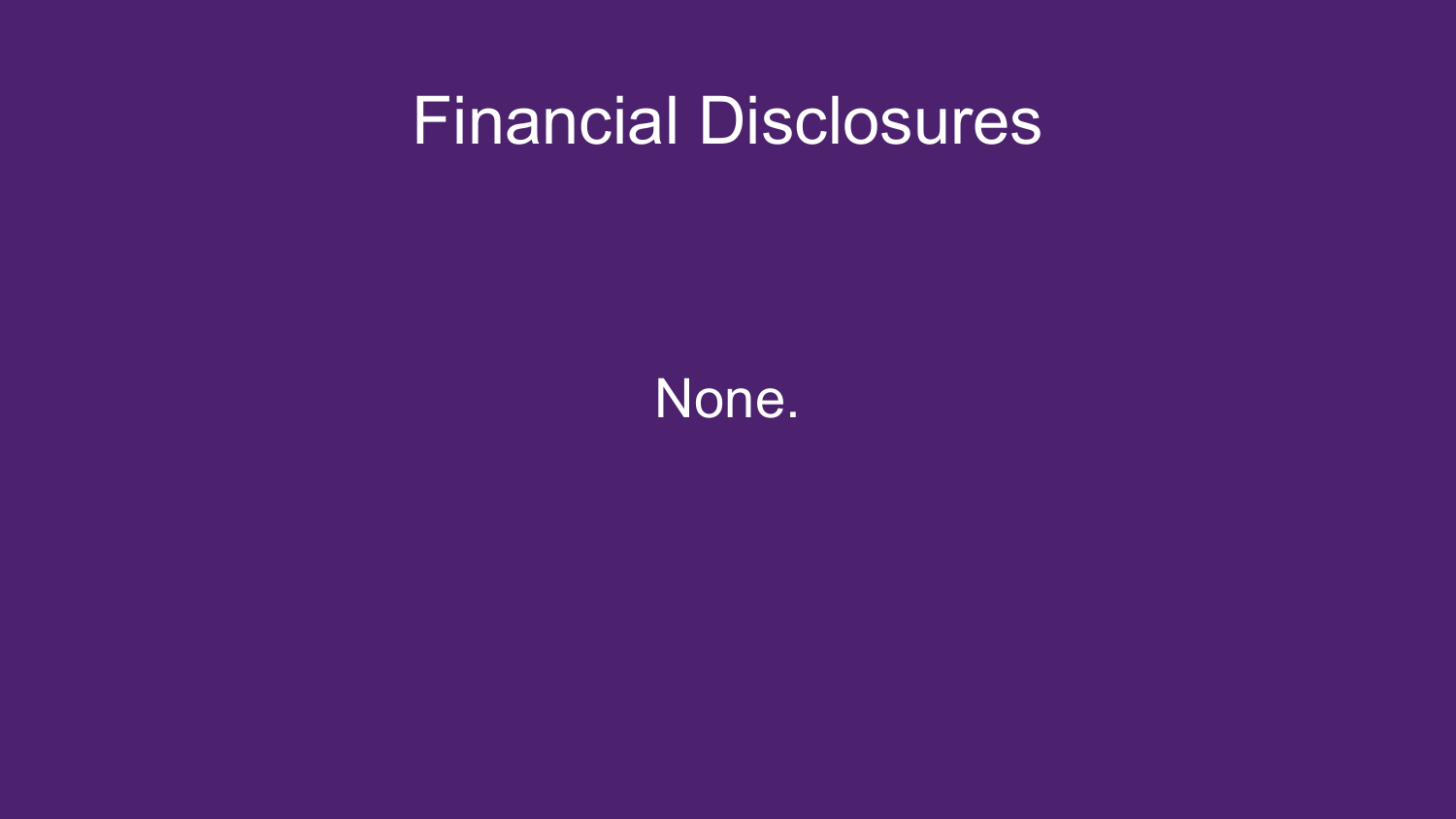# Financial Disclosures

None.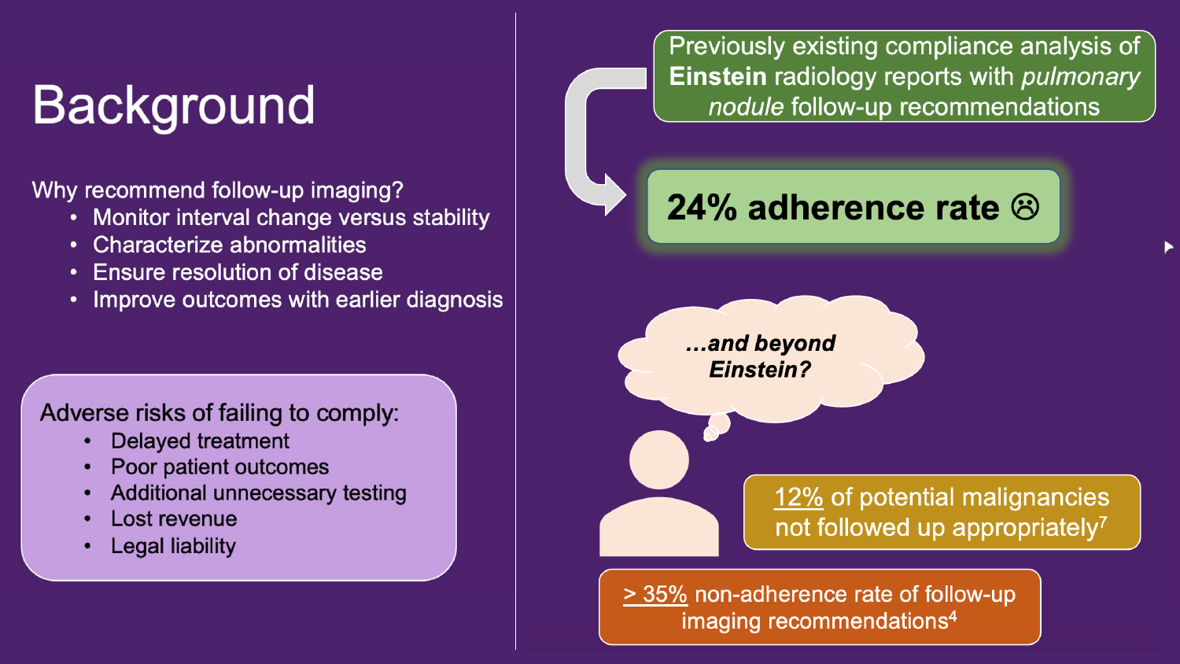# Background

Why recommend follow-up imaging?

- Monitor interval change versus stability
- Characterize abnormalities
- Ensure resolution of disease
- Improve outcomes with earlier diagnosis

Adverse risks of failing to comply:

- Delayed treatment
- Poor patient outcomes
- Additional unnecessary testing
- Lost revenue
- Legal liability

Previously existing compliance analysis of **Einstein** radiology reports with *pulmonary nodule* follow-up recommendations

**24% adherence rate ☹**

***…and beyond Einstein?***

12% of potential malignancies not followed up appropriately[7]

> 35% non-adherence rate of follow-up imaging recommendations[4]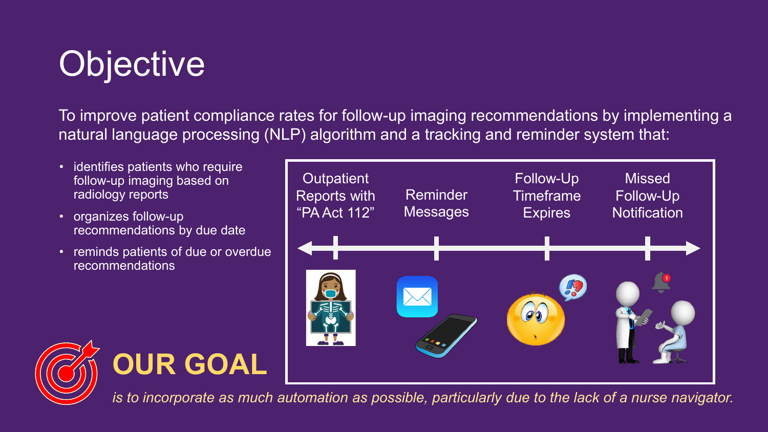# Objective

To improve patient compliance rates for follow-up imaging recommendations by implementing a natural language processing (NLP) algorithm and a tracking and reminder system that:

- identifies patients who require follow-up imaging based on radiology reports
- organizes follow-up recommendations by due date
- reminds patients of due or overdue recommendations

Outpatient Reports with "PA Act 112" → Reminder Messages → Follow-Up Timeframe Expires → Missed Follow-Up Notification

**OUR GOAL**

*is to incorporate as much automation as possible, particularly due to the lack of a nurse navigator.*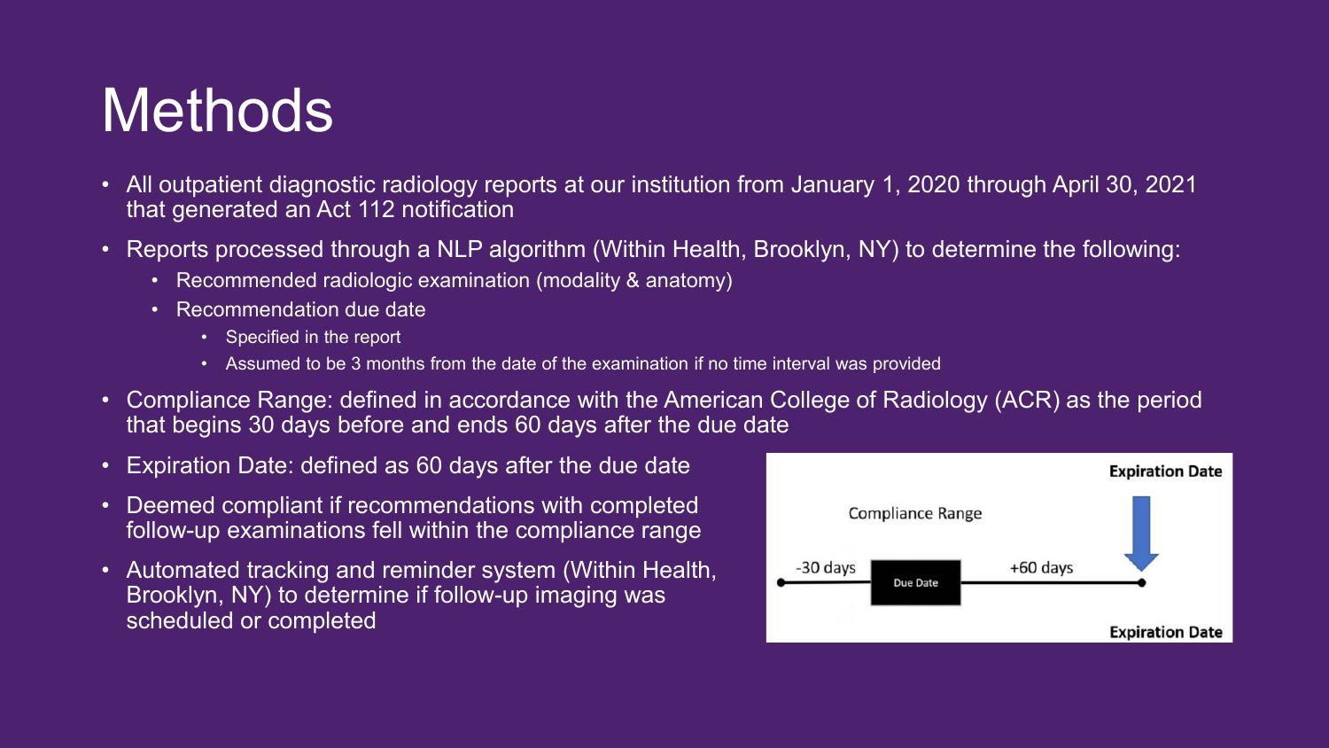# Methods

- All outpatient diagnostic radiology reports at our institution from January 1, 2020 through April 30, 2021 that generated an Act 112 notification
- Reports processed through a NLP algorithm (Within Health, Brooklyn, NY) to determine the following:
  - Recommended radiologic examination (modality & anatomy)
  - Recommendation due date
    - Specified in the report
    - Assumed to be 3 months from the date of the examination if no time interval was provided
- Compliance Range: defined in accordance with the American College of Radiology (ACR) as the period that begins 30 days before and ends 60 days after the due date
- Expiration Date: defined as 60 days after the due date
- Deemed compliant if recommendations with completed follow-up examinations fell within the compliance range
- Automated tracking and reminder system (Within Health, Brooklyn, NY) to determine if follow-up imaging was scheduled or completed

Compliance Range

-30 days | Due Date | +60 days

Expiration Date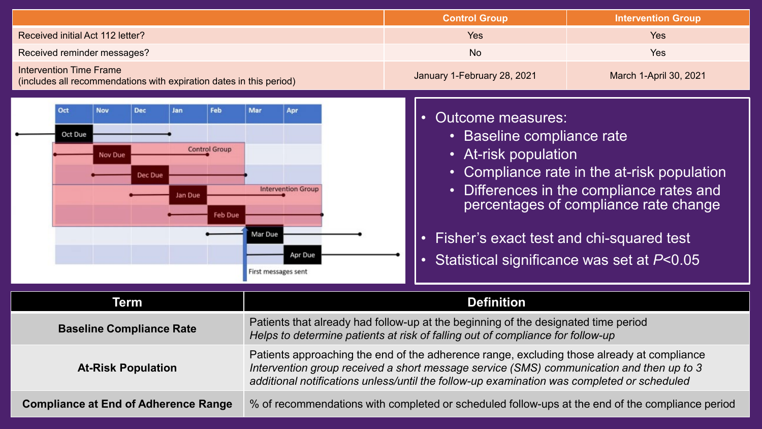| | Control Group | Intervention Group |
|---|---|---|
| Received initial Act 112 letter? | Yes | Yes |
| Received reminder messages? | No | Yes |
| Intervention Time Frame (includes all recommendations with expiration dates in this period) | January 1-February 28, 2021 | March 1-April 30, 2021 |

Oct Nov Dec Jan Feb Mar Apr

Oct Due

Nov Due

Control Group

Dec Due

Jan Due

Intervention Group

Feb Due

Mar Due

Apr Due

First messages sent

- Outcome measures:
  - Baseline compliance rate
  - At-risk population
  - Compliance rate in the at-risk population
  - Differences in the compliance rates and percentages of compliance rate change
- Fisher's exact test and chi-squared test
- Statistical significance was set at $P<0.05$

| Term | Definition |
|---|---|
| **Baseline Compliance Rate** | Patients that already had follow-up at the beginning of the designated time period<br>*Helps to determine patients at risk of falling out of compliance for follow-up* |
| **At-Risk Population** | Patients approaching the end of the adherence range, excluding those already at compliance<br>*Intervention group received a short message service (SMS) communication and then up to 3 additional notifications unless/until the follow-up examination was completed or scheduled* |
| **Compliance at End of Adherence Range** | % of recommendations with completed or scheduled follow-ups at the end of the compliance period |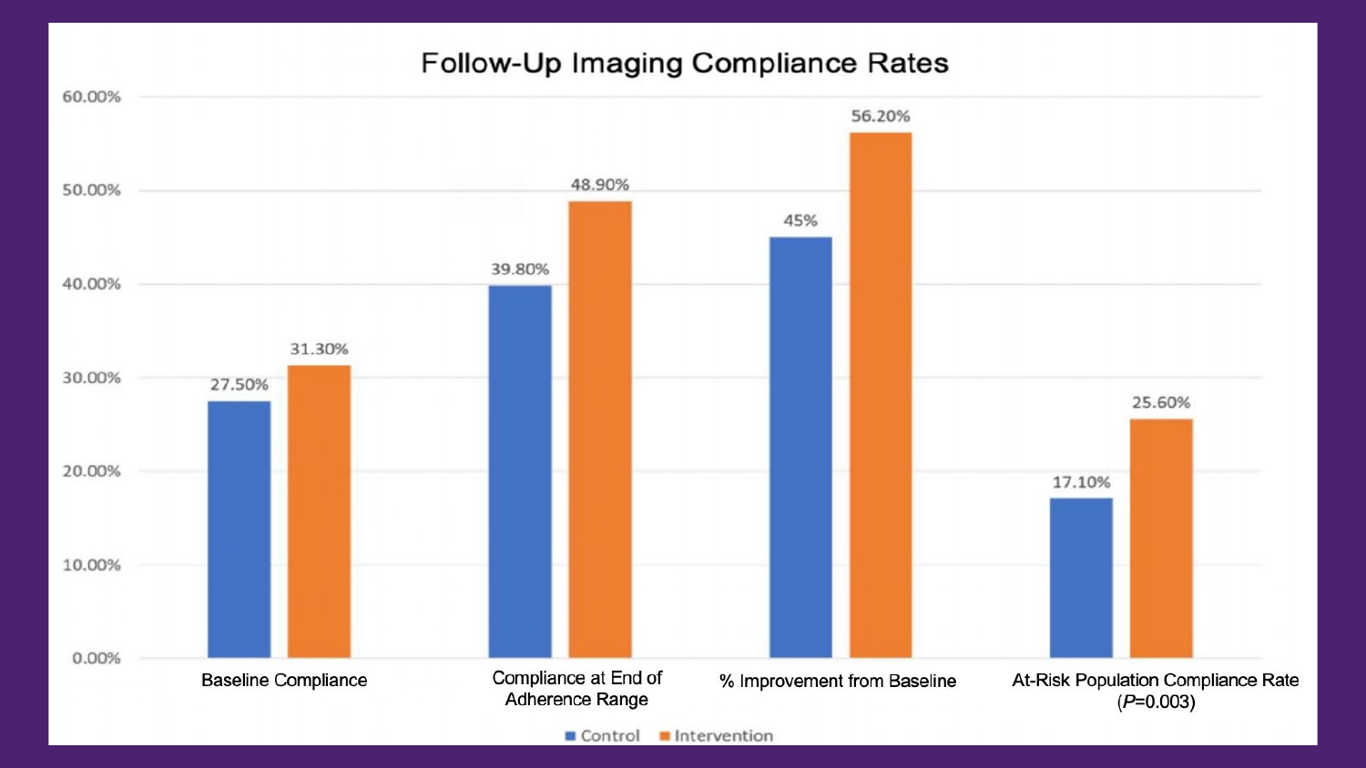# Follow-Up Imaging Compliance Rates

| | Control | Intervention |
|---|---|---|
| Baseline Compliance | 27.50% | 31.30% |
| Compliance at End of Adherence Range | 39.80% | 48.90% |
| % Improvement from Baseline | 45% | 56.20% |
| At-Risk Population Compliance Rate ($P$=0.003) | 17.10% | 25.60% |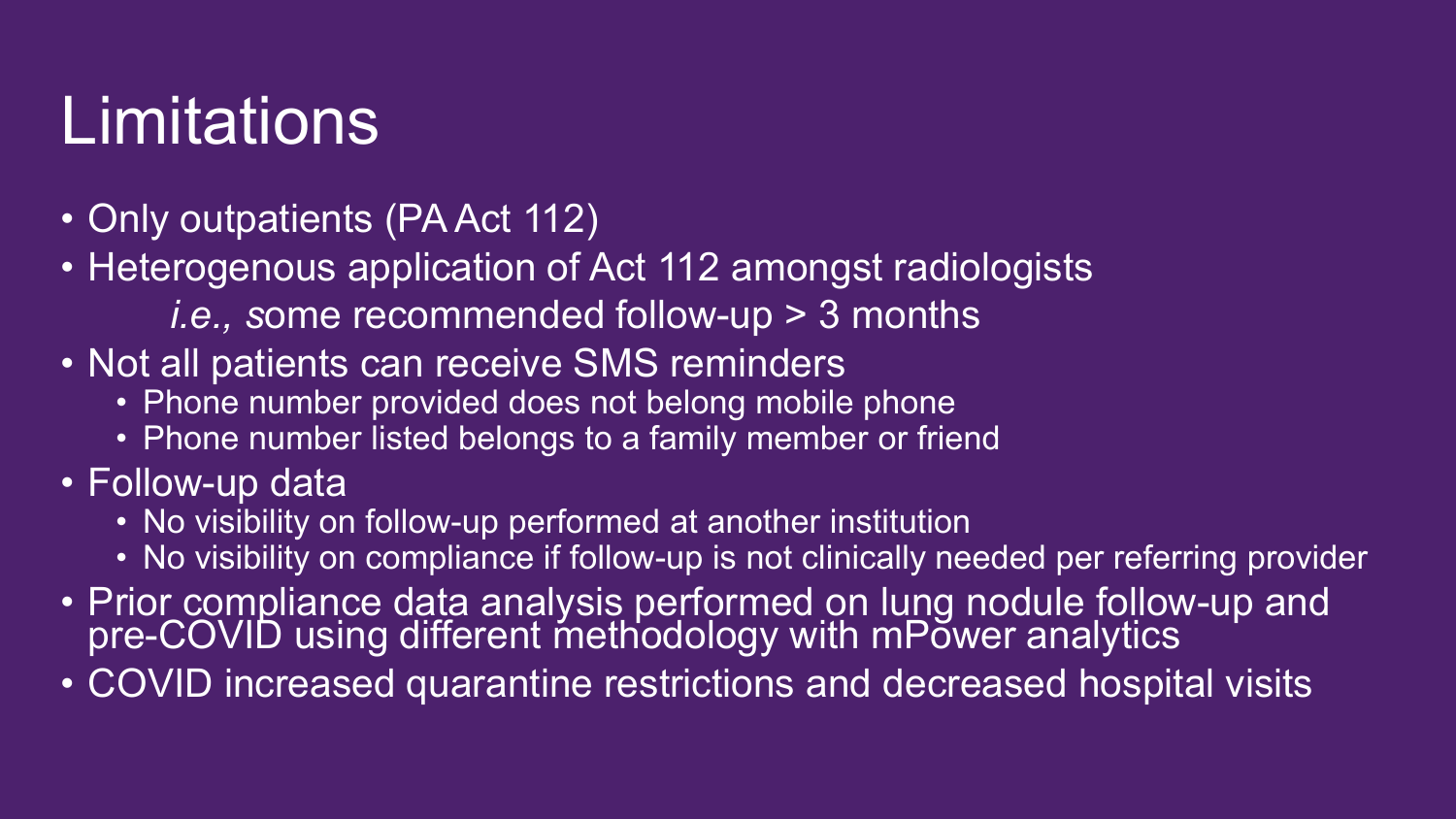# Limitations

- Only outpatients (PA Act 112)
- Heterogenous application of Act 112 amongst radiologists
  
  *i.e., s*ome recommended follow-up > 3 months
- Not all patients can receive SMS reminders
  - Phone number provided does not belong mobile phone
  - Phone number listed belongs to a family member or friend
- Follow-up data
  - No visibility on follow-up performed at another institution
  - No visibility on compliance if follow-up is not clinically needed per referring provider
- Prior compliance data analysis performed on lung nodule follow-up and pre-COVID using different methodology with mPower analytics
- COVID increased quarantine restrictions and decreased hospital visits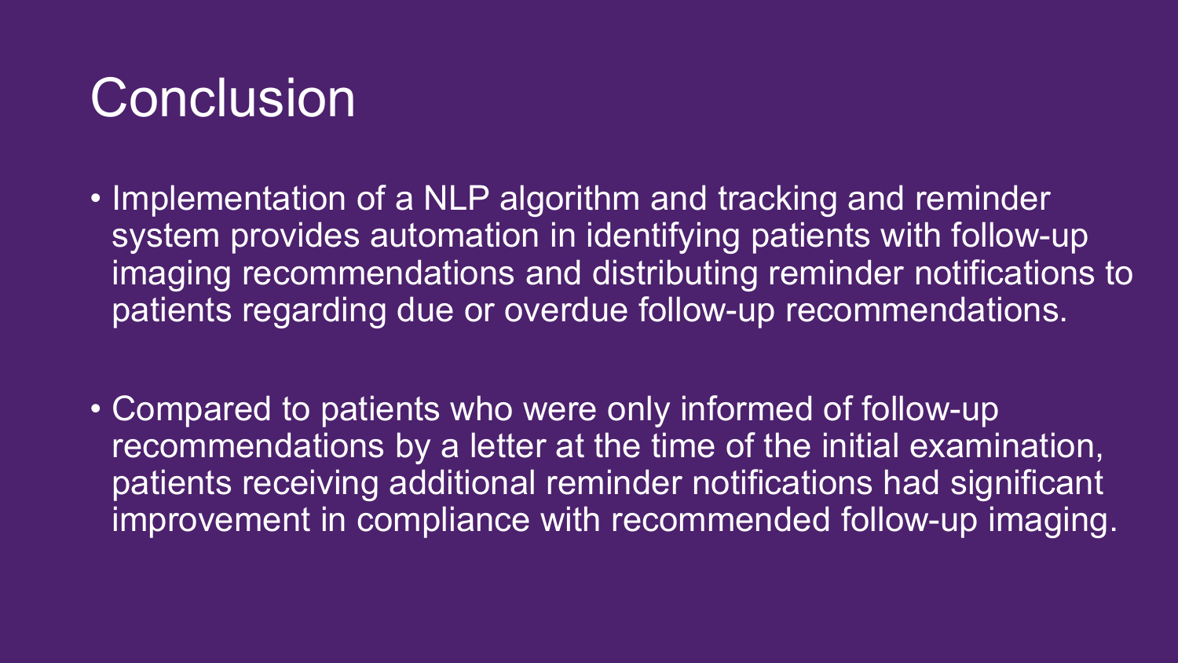# Conclusion

- Implementation of a NLP algorithm and tracking and reminder system provides automation in identifying patients with follow-up imaging recommendations and distributing reminder notifications to patients regarding due or overdue follow-up recommendations.

- Compared to patients who were only informed of follow-up recommendations by a letter at the time of the initial examination, patients receiving additional reminder notifications had significant improvement in compliance with recommended follow-up imaging.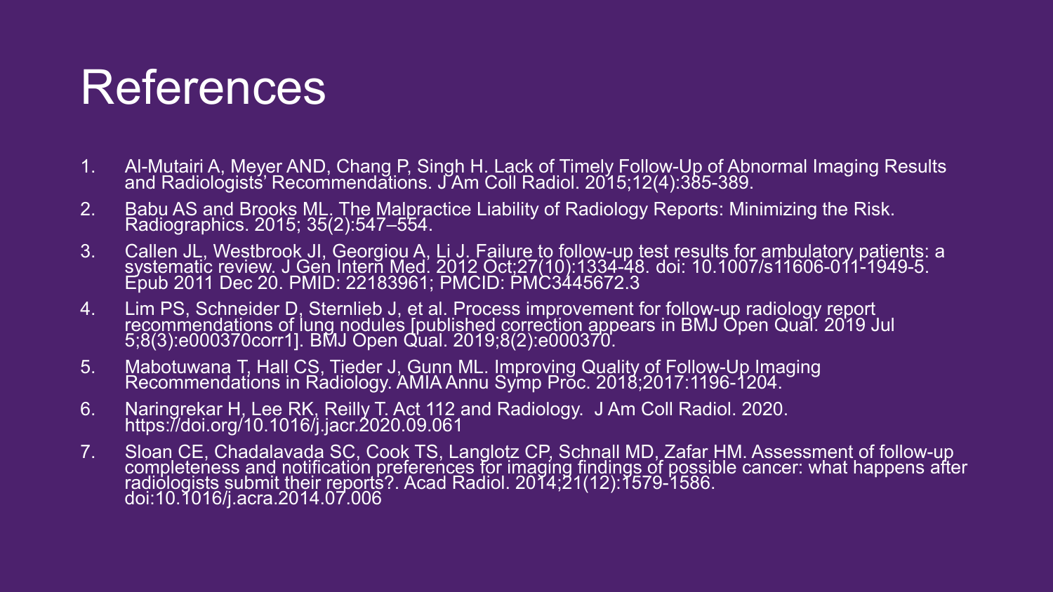# References

1. Al-Mutairi A, Meyer AND, Chang P, Singh H. Lack of Timely Follow-Up of Abnormal Imaging Results and Radiologists' Recommendations. J Am Coll Radiol. 2015;12(4):385-389.
2. Babu AS and Brooks ML. The Malpractice Liability of Radiology Reports: Minimizing the Risk. Radiographics. 2015; 35(2):547–554.
3. Callen JL, Westbrook JI, Georgiou A, Li J. Failure to follow-up test results for ambulatory patients: a systematic review. J Gen Intern Med. 2012 Oct;27(10):1334-48. doi: 10.1007/s11606-011-1949-5. Epub 2011 Dec 20. PMID: 22183961; PMCID: PMC3445672.3
4. Lim PS, Schneider D, Sternlieb J, et al. Process improvement for follow-up radiology report recommendations of lung nodules [published correction appears in BMJ Open Qual. 2019 Jul 5;8(3):e000370corr1]. BMJ Open Qual. 2019;8(2):e000370.
5. Mabotuwana T, Hall CS, Tieder J, Gunn ML. Improving Quality of Follow-Up Imaging Recommendations in Radiology. AMIA Annu Symp Proc. 2018;2017:1196-1204.
6. Naringrekar H, Lee RK, Reilly T. Act 112 and Radiology. J Am Coll Radiol. 2020. https://doi.org/10.1016/j.jacr.2020.09.061
7. Sloan CE, Chadalavada SC, Cook TS, Langlotz CP, Schnall MD, Zafar HM. Assessment of follow-up completeness and notification preferences for imaging findings of possible cancer: what happens after radiologists submit their reports?. Acad Radiol. 2014;21(12):1579-1586. doi:10.1016/j.acra.2014.07.006